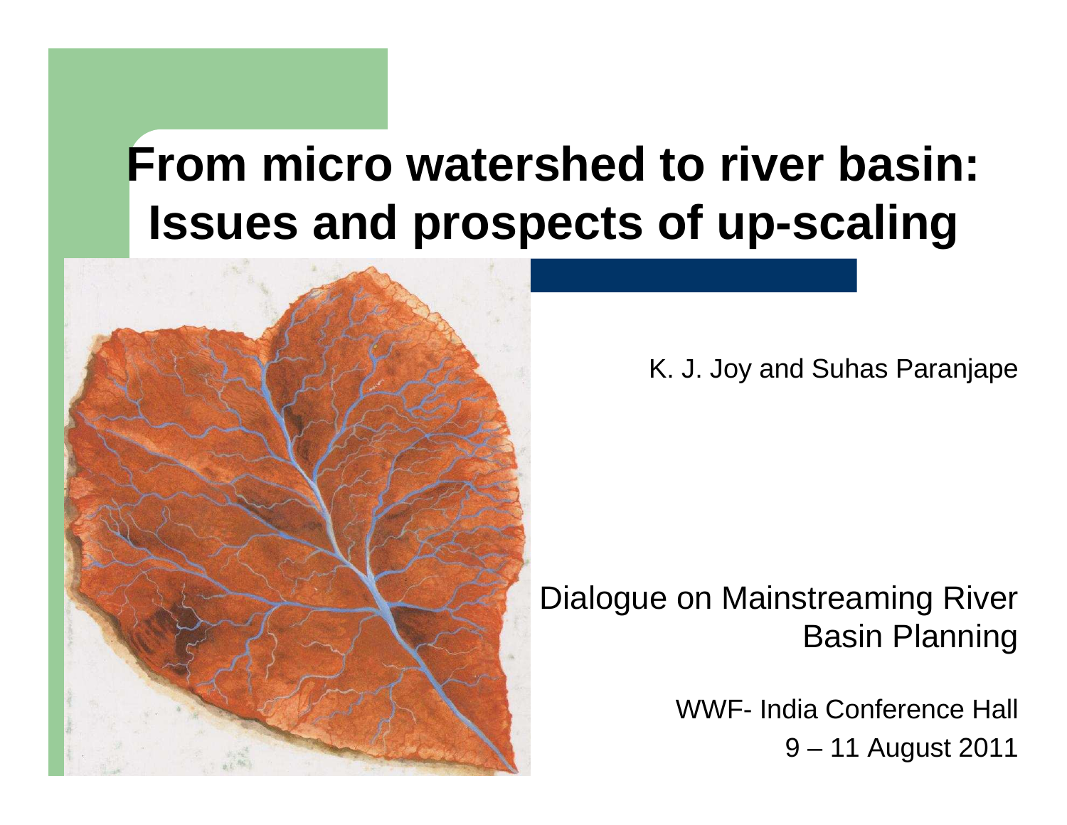# From micro watershed to river basin: Issues and prospects of up-scaling

K. J. Joy and Suhas Paranjape

Dialogue on Mainstreaming River Basin Planning

WWF- India Conference Hall

9 – 11 August 2011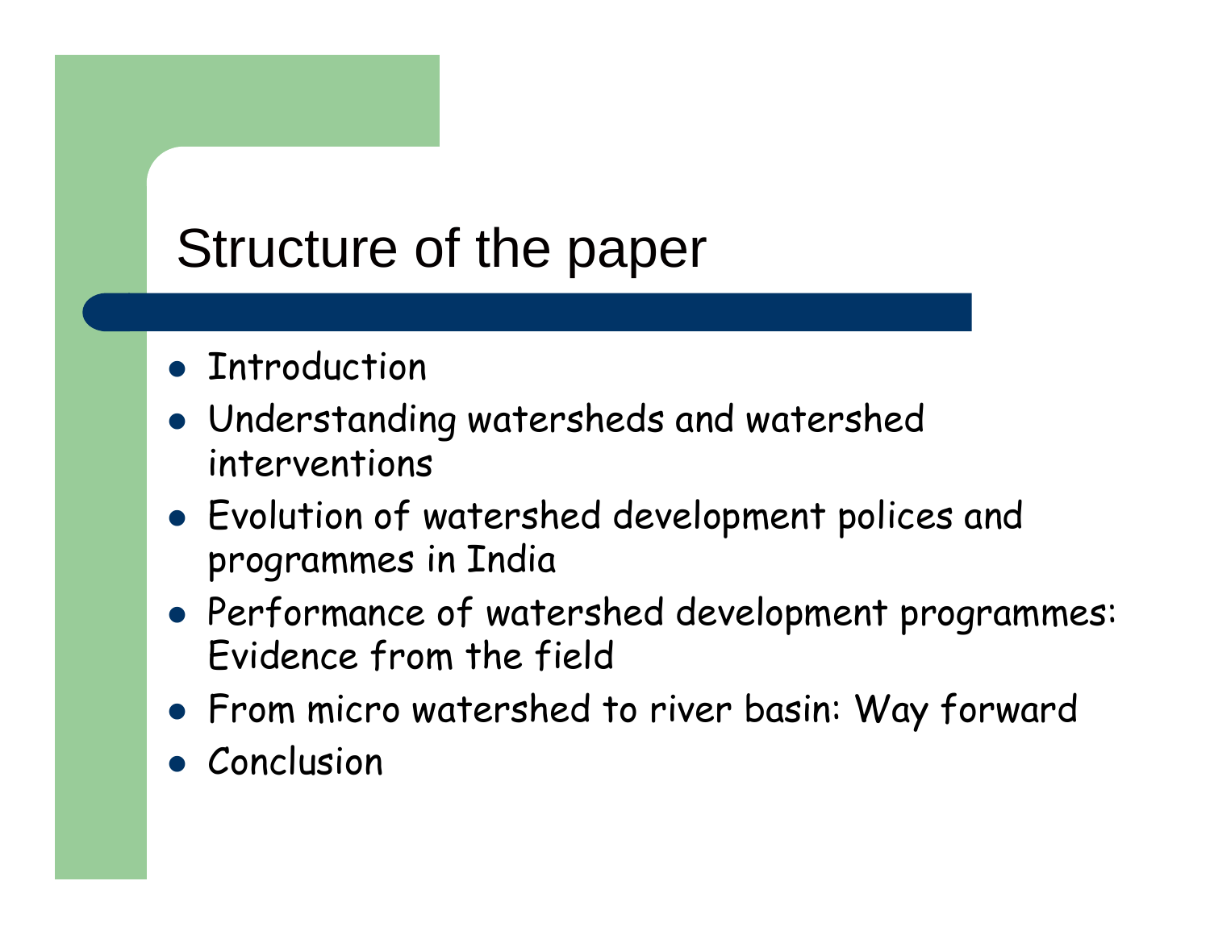# Structure of the paper

- Introduction
- Understanding watersheds and watershed interventions
- Evolution of watershed development polices and programmes in India
- Performance of watershed development programmes: Evidence from the field
- From micro watershed to river basin: Way forward
- Conclusion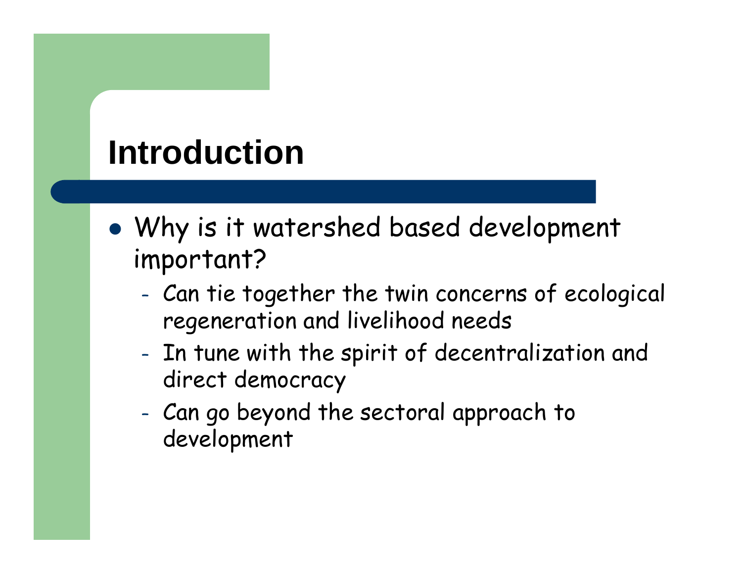# Introduction

- Why is it watershed based development important?
  - Can tie together the twin concerns of ecological regeneration and livelihood needs
  - In tune with the spirit of decentralization and direct democracy
  - Can go beyond the sectoral approach to development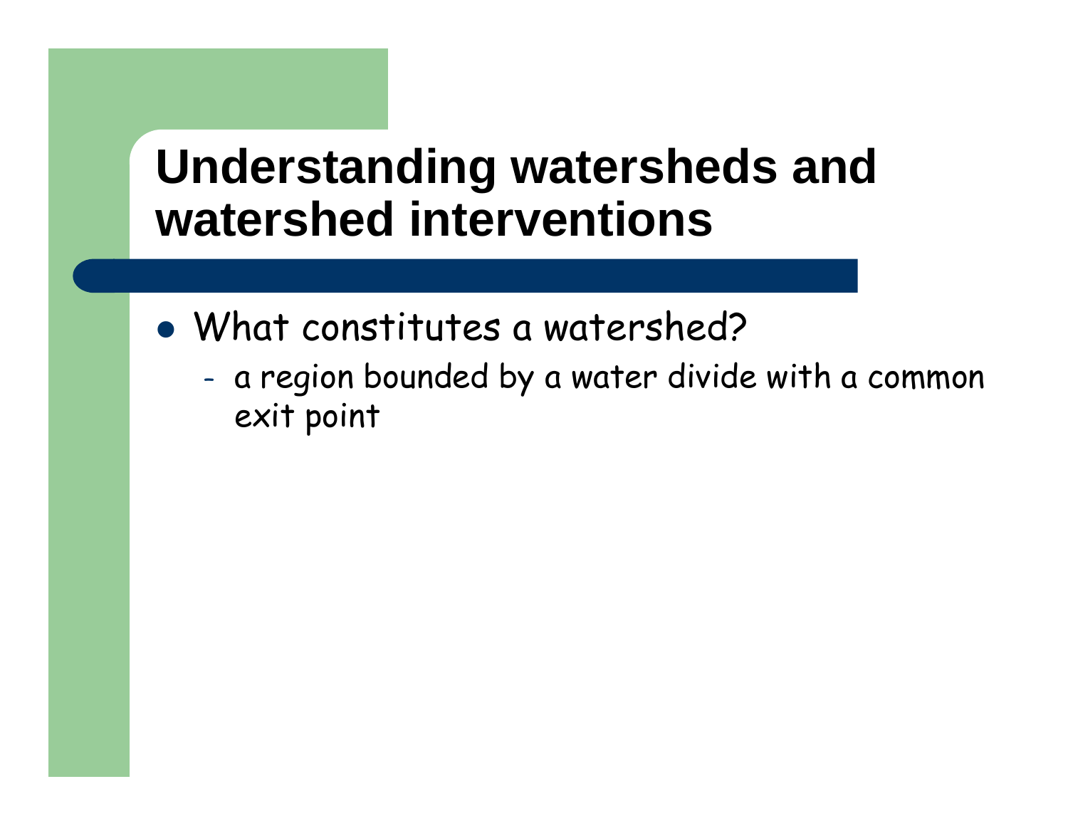# Understanding watersheds and watershed interventions

- What constitutes a watershed?
  - a region bounded by a water divide with a common exit point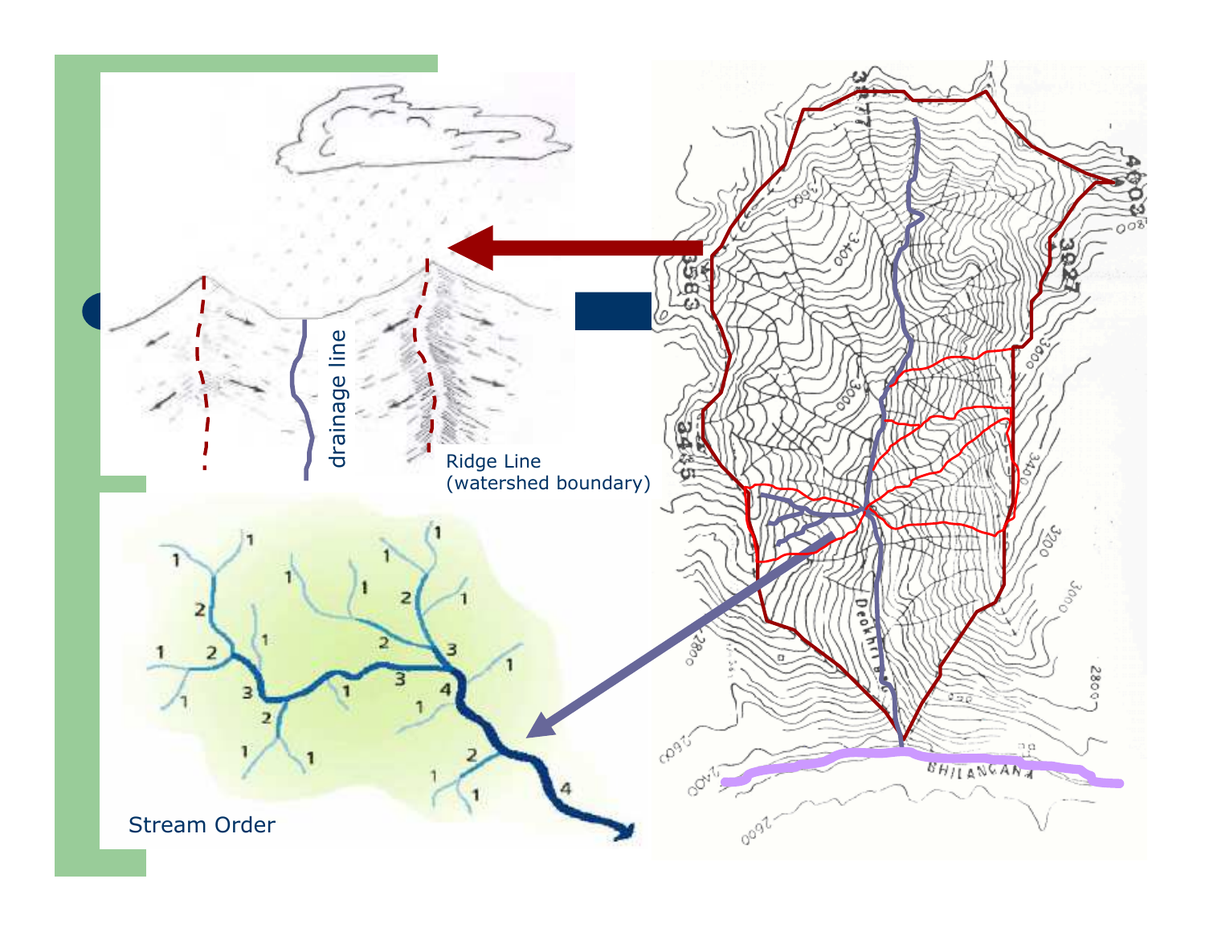drainage line

Ridge Line
(watershed boundary)

Stream Order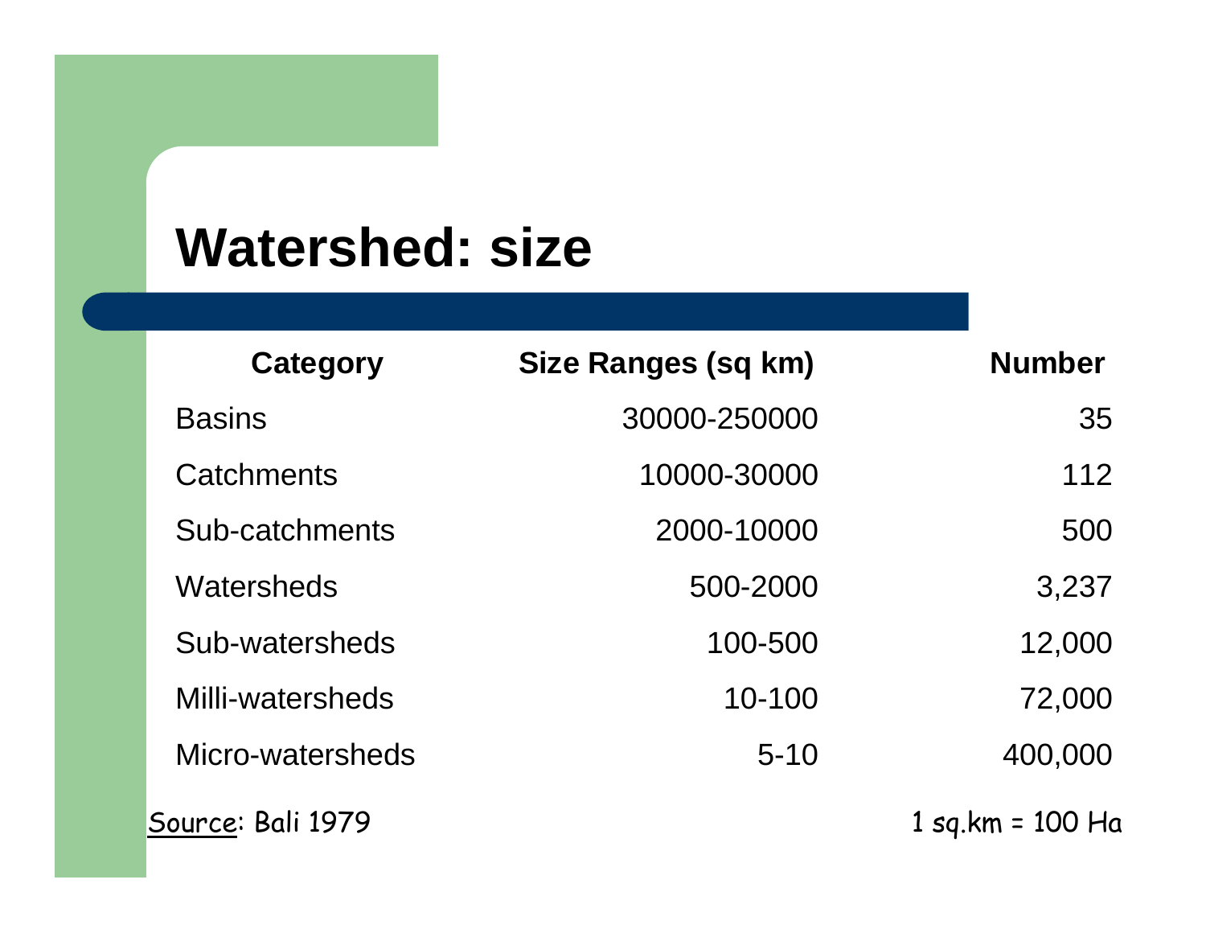# Watershed: size

| Category | Size Ranges (sq km) | Number |
|---|---|---|
| Basins | 30000-250000 | 35 |
| Catchments | 10000-30000 | 112 |
| Sub-catchments | 2000-10000 | 500 |
| Watersheds | 500-2000 | 3,237 |
| Sub-watersheds | 100-500 | 12,000 |
| Milli-watersheds | 10-100 | 72,000 |
| Micro-watersheds | 5-10 | 400,000 |

Source: Bali 1979

1 sq.km = 100 Ha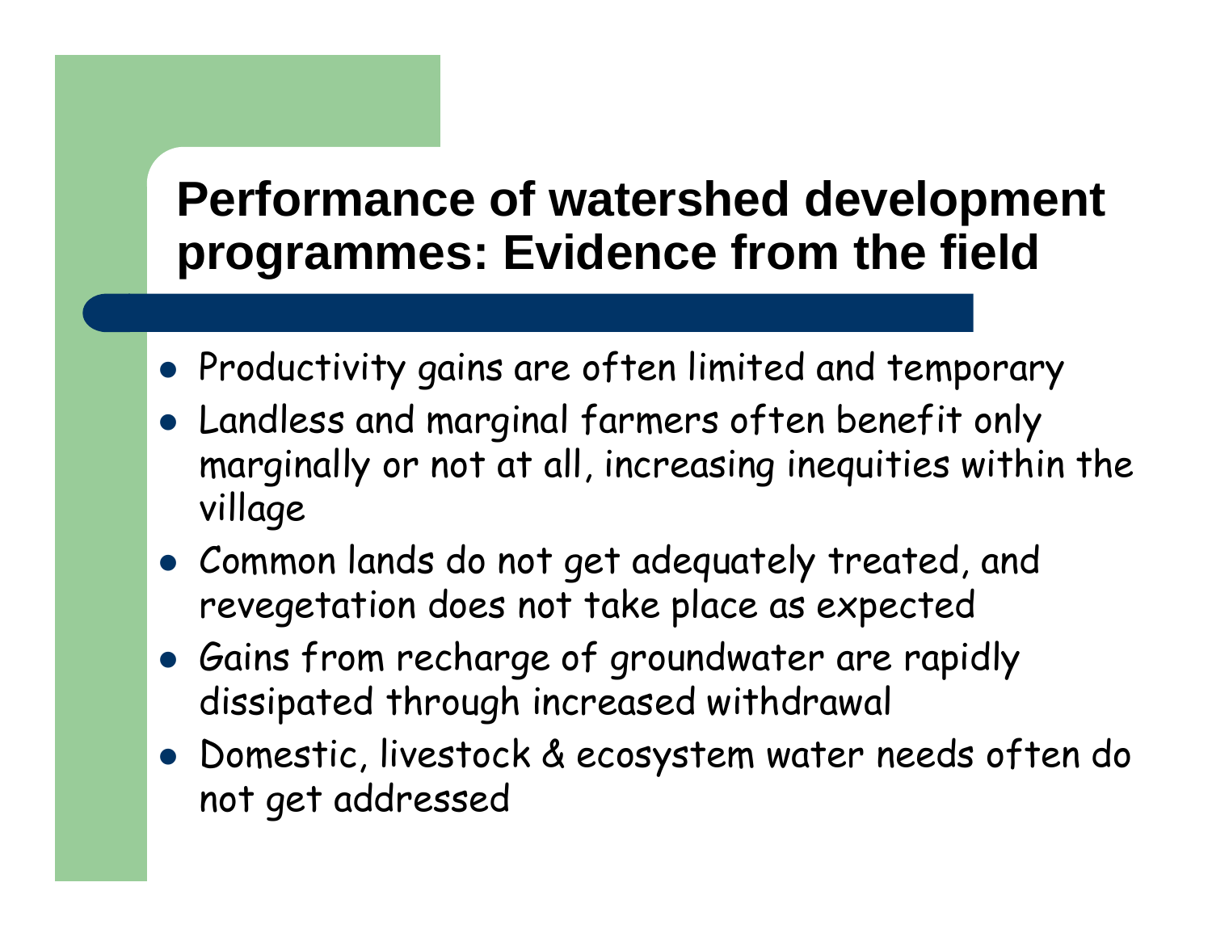# Performance of watershed development programmes: Evidence from the field

- Productivity gains are often limited and temporary
- Landless and marginal farmers often benefit only marginally or not at all, increasing inequities within the village
- Common lands do not get adequately treated, and revegetation does not take place as expected
- Gains from recharge of groundwater are rapidly dissipated through increased withdrawal
- Domestic, livestock & ecosystem water needs often do not get addressed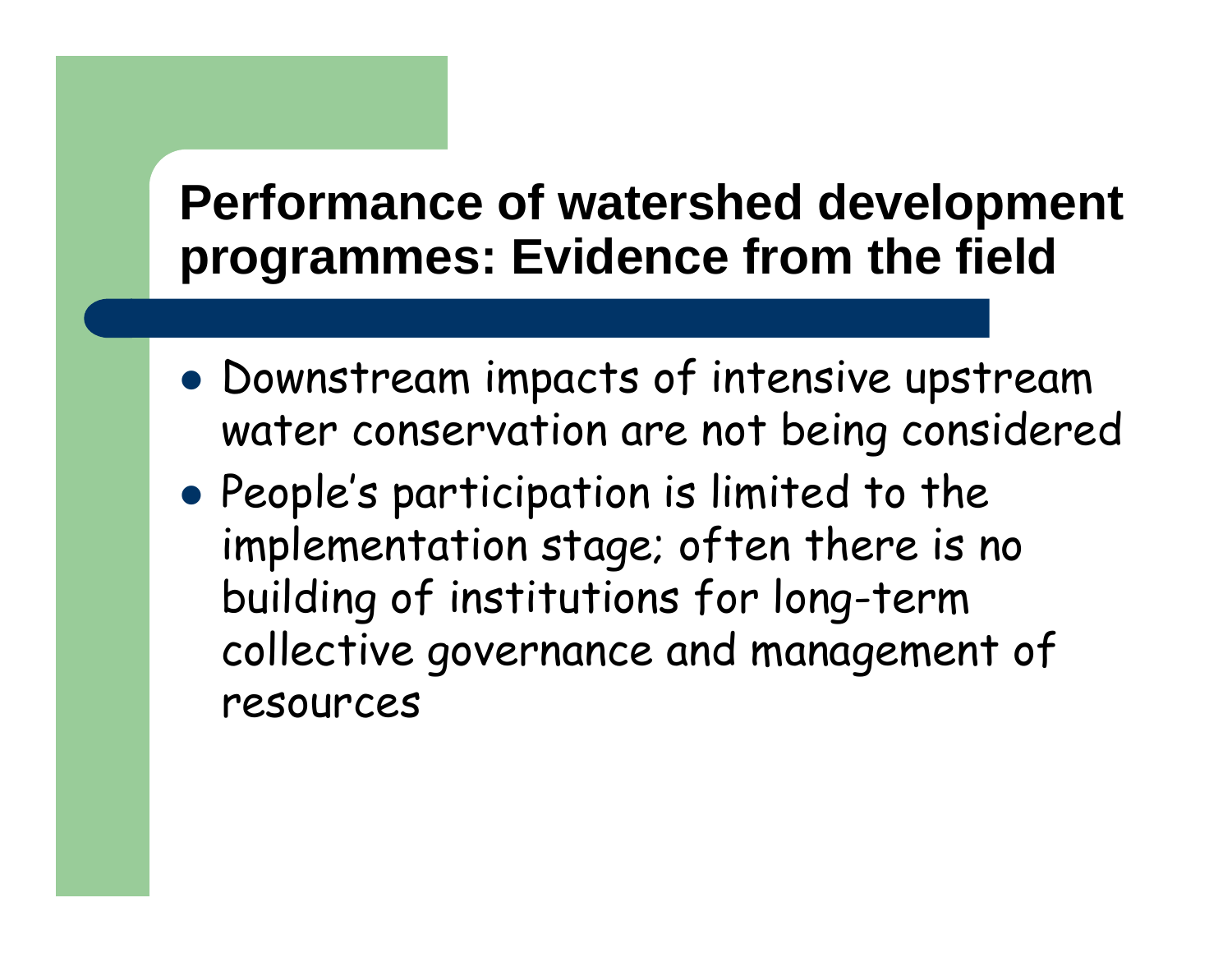# Performance of watershed development programmes: Evidence from the field

- Downstream impacts of intensive upstream water conservation are not being considered
- People's participation is limited to the implementation stage; often there is no building of institutions for long-term collective governance and management of resources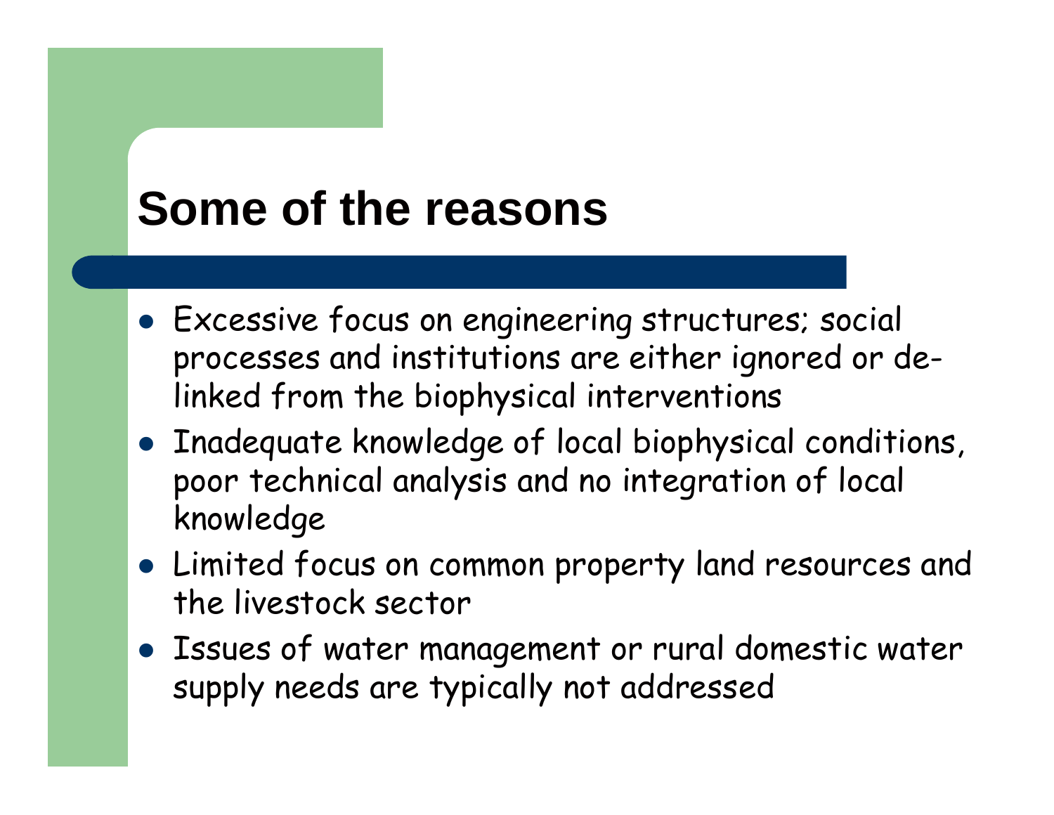# Some of the reasons

- Excessive focus on engineering structures; social processes and institutions are either ignored or de-linked from the biophysical interventions
- Inadequate knowledge of local biophysical conditions, poor technical analysis and no integration of local knowledge
- Limited focus on common property land resources and the livestock sector
- Issues of water management or rural domestic water supply needs are typically not addressed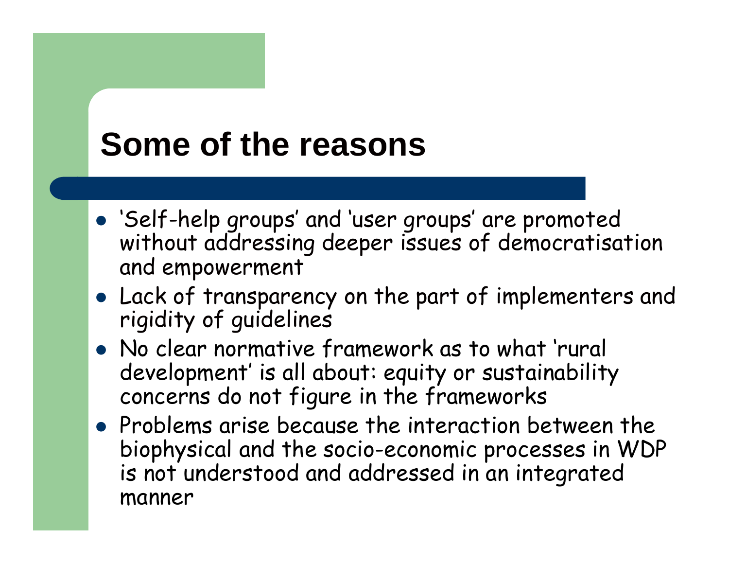# Some of the reasons

- 'Self-help groups' and 'user groups' are promoted without addressing deeper issues of democratisation and empowerment
- Lack of transparency on the part of implementers and rigidity of guidelines
- No clear normative framework as to what 'rural development' is all about: equity or sustainability concerns do not figure in the frameworks
- Problems arise because the interaction between the biophysical and the socio-economic processes in WDP is not understood and addressed in an integrated manner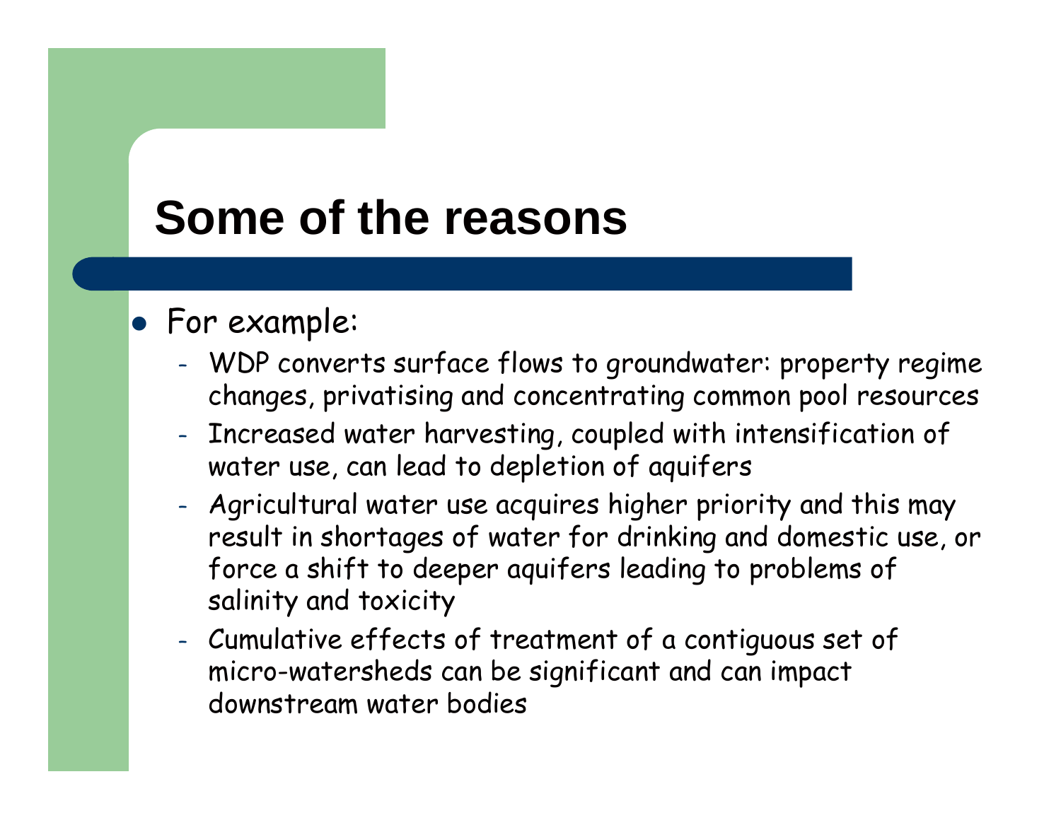# Some of the reasons

- For example:
  - WDP converts surface flows to groundwater: property regime changes, privatising and concentrating common pool resources
  - Increased water harvesting, coupled with intensification of water use, can lead to depletion of aquifers
  - Agricultural water use acquires higher priority and this may result in shortages of water for drinking and domestic use, or force a shift to deeper aquifers leading to problems of salinity and toxicity
  - Cumulative effects of treatment of a contiguous set of micro-watersheds can be significant and can impact downstream water bodies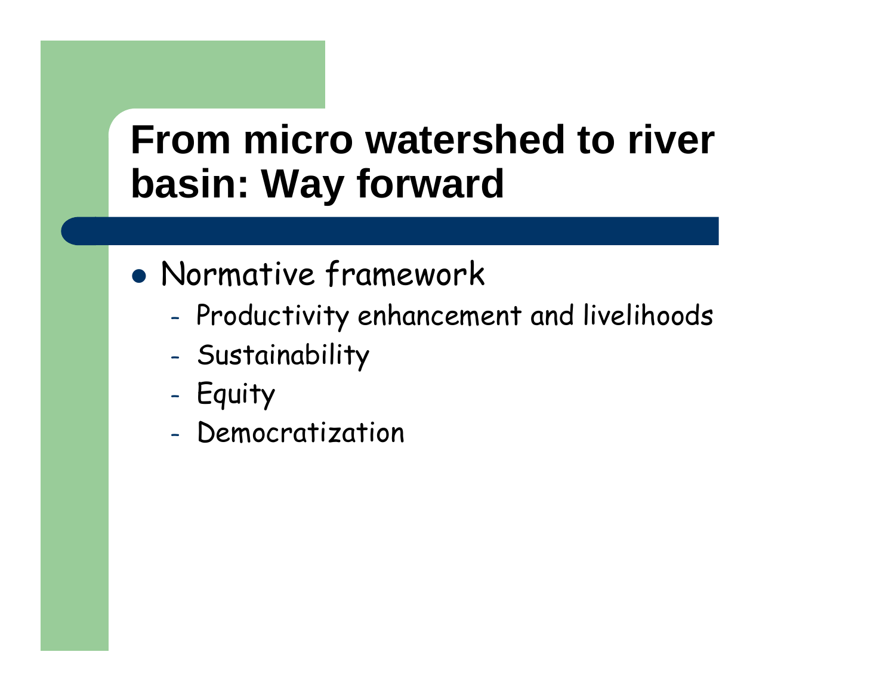# From micro watershed to river basin: Way forward

- Normative framework
  - Productivity enhancement and livelihoods
  - Sustainability
  - Equity
  - Democratization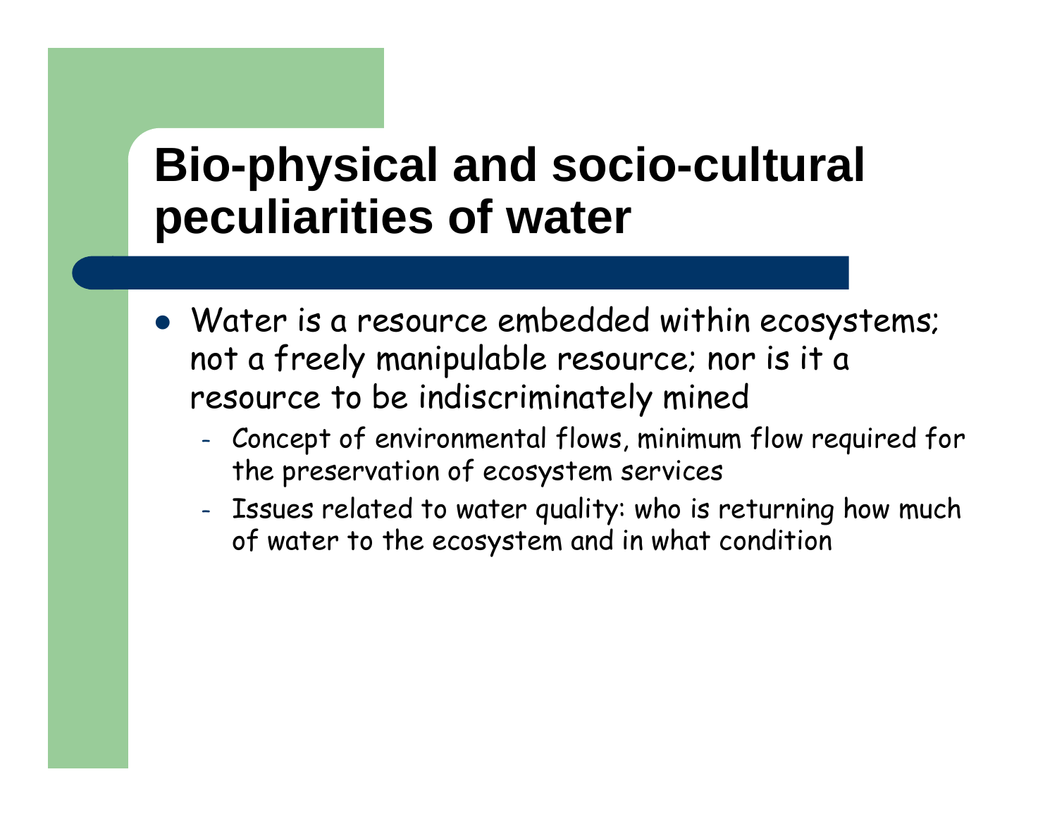# Bio-physical and socio-cultural peculiarities of water

- Water is a resource embedded within ecosystems; not a freely manipulable resource; nor is it a resource to be indiscriminately mined
  - Concept of environmental flows, minimum flow required for the preservation of ecosystem services
  - Issues related to water quality: who is returning how much of water to the ecosystem and in what condition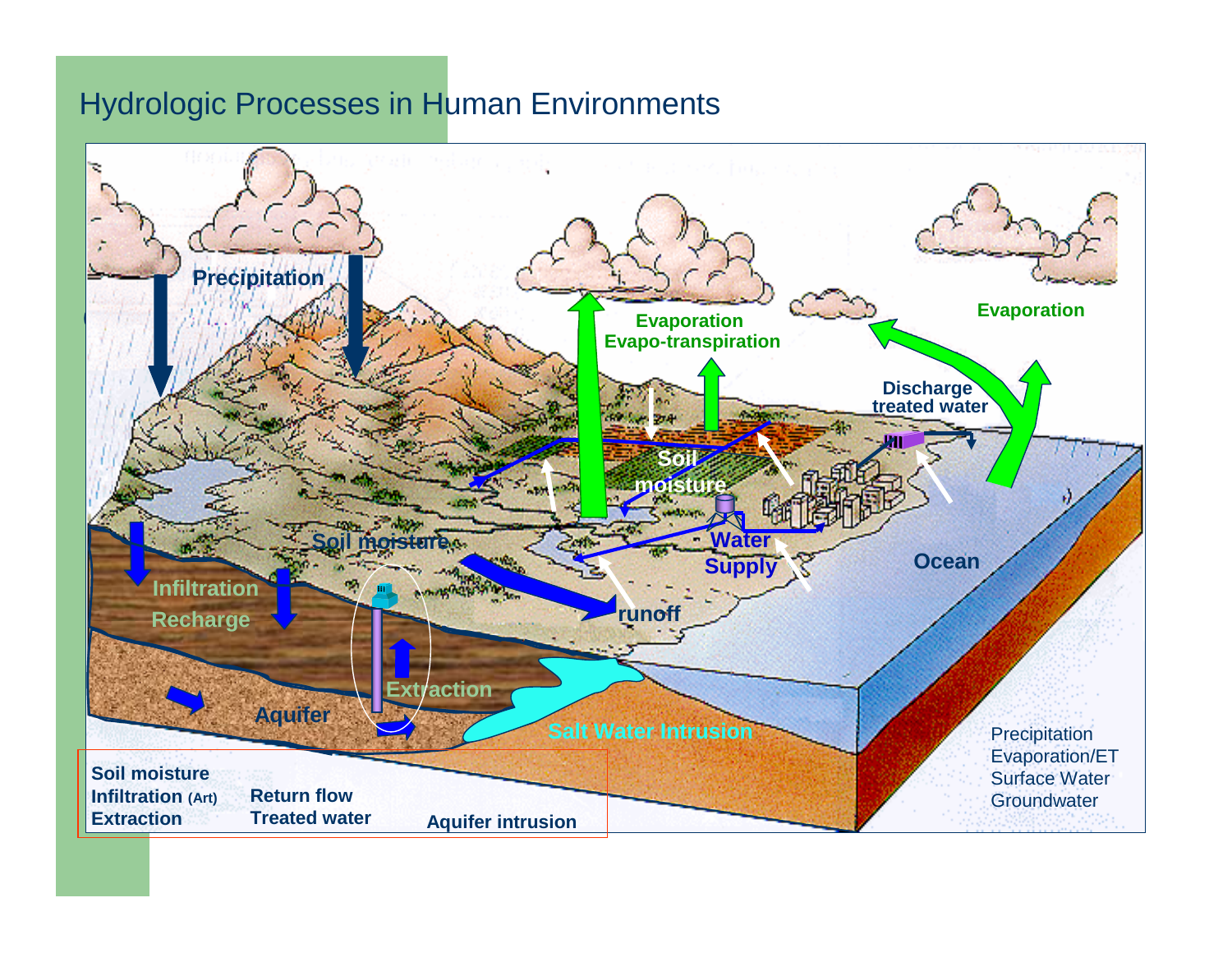# Hydrologic Processes in Human Environments

Precipitation

Evaporation
Evapo-transpiration

Evaporation

Discharge
treated water

Soil
moisture

Soil moisture

Water
Supply

Ocean

Infiltration
Recharge

runoff

Extraction

Aquifer

Salt Water Intrusion

Soil moisture
Infiltration (Art)
Extraction

Return flow
Treated water

Aquifer intrusion

Precipitation
Evaporation/ET
Surface Water
Groundwater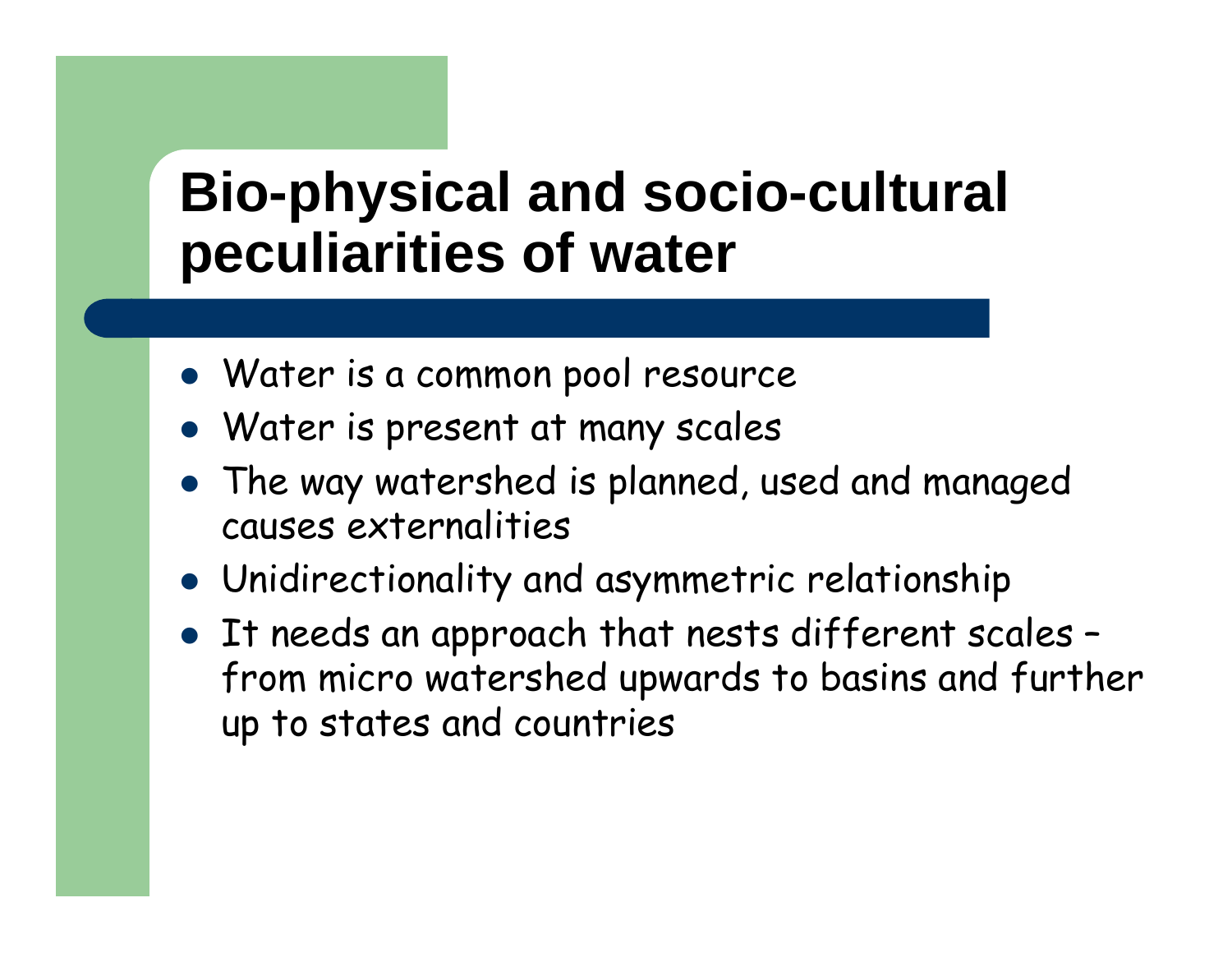# Bio-physical and socio-cultural peculiarities of water

- Water is a common pool resource
- Water is present at many scales
- The way watershed is planned, used and managed causes externalities
- Unidirectionality and asymmetric relationship
- It needs an approach that nests different scales – from micro watershed upwards to basins and further up to states and countries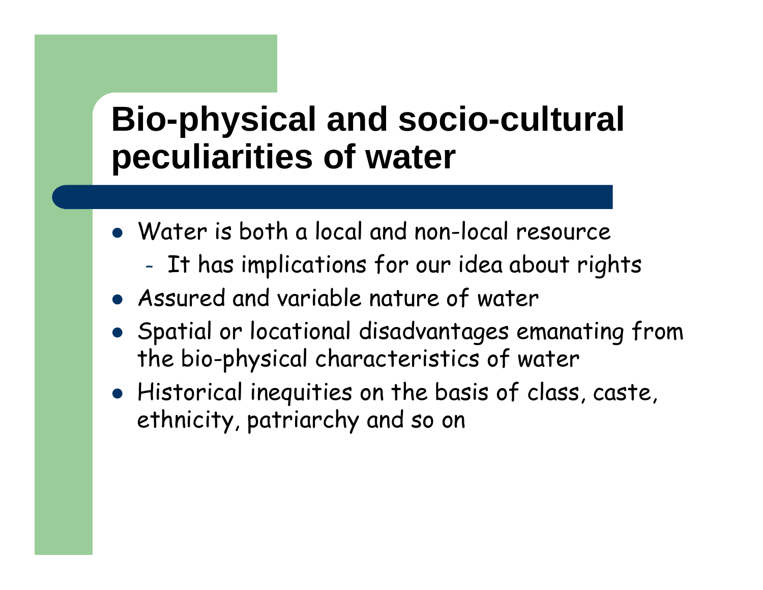# Bio-physical and socio-cultural peculiarities of water

- Water is both a local and non-local resource
  - It has implications for our idea about rights
- Assured and variable nature of water
- Spatial or locational disadvantages emanating from the bio-physical characteristics of water
- Historical inequities on the basis of class, caste, ethnicity, patriarchy and so on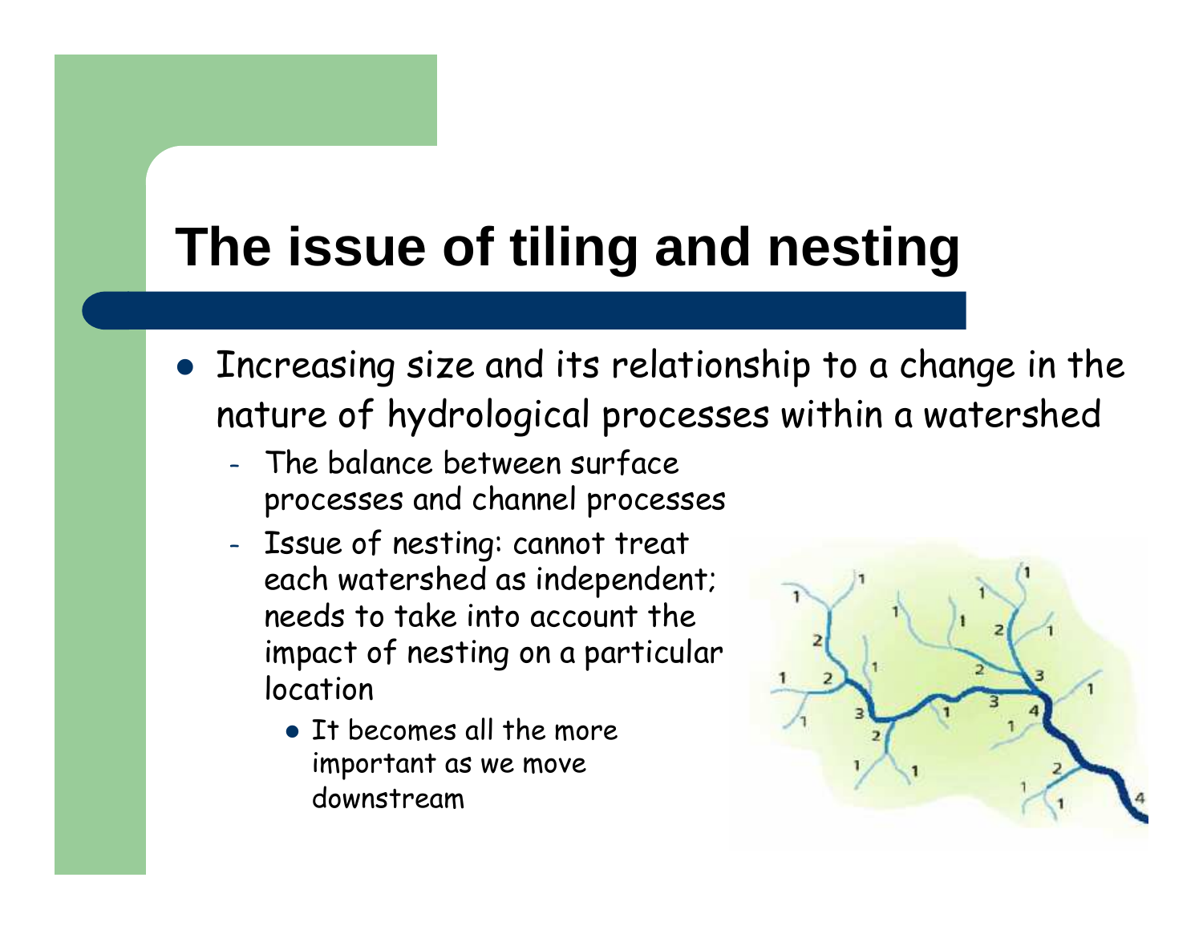# The issue of tiling and nesting

- Increasing size and its relationship to a change in the nature of hydrological processes within a watershed
  - The balance between surface processes and channel processes
  - Issue of nesting: cannot treat each watershed as independent; needs to take into account the impact of nesting on a particular location
    - It becomes all the more important as we move downstream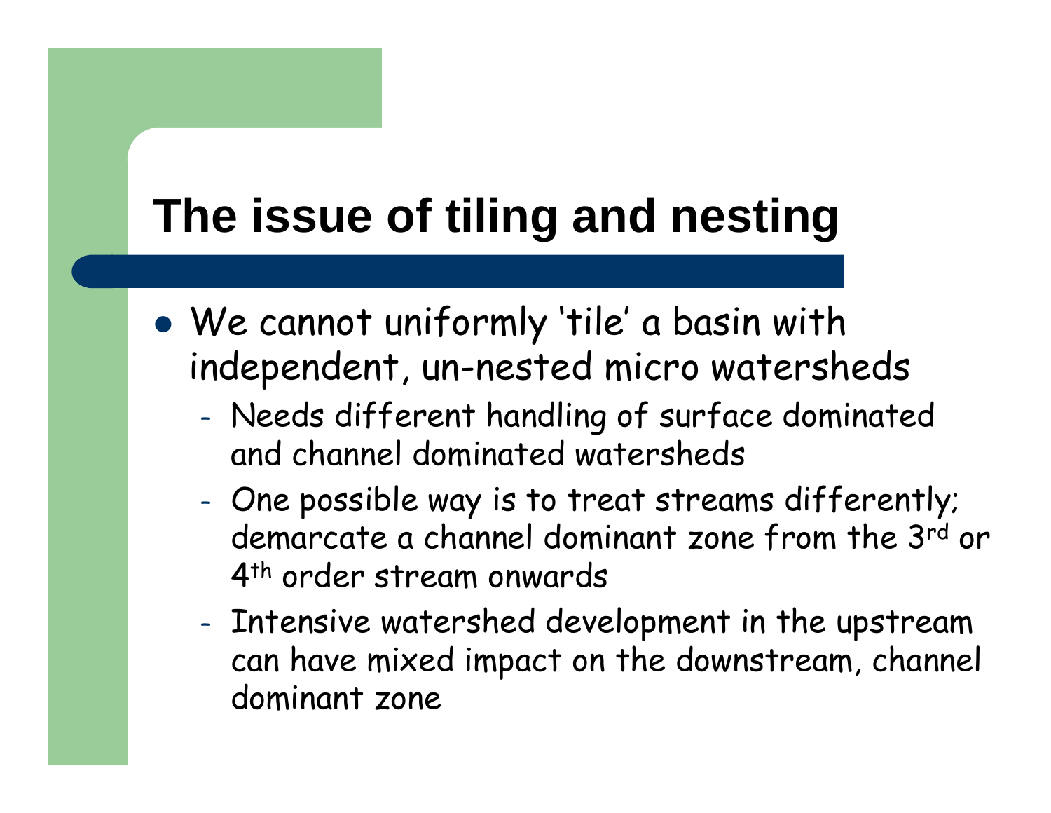# The issue of tiling and nesting

- We cannot uniformly 'tile' a basin with independent, un-nested micro watersheds
  - Needs different handling of surface dominated and channel dominated watersheds
  - One possible way is to treat streams differently; demarcate a channel dominant zone from the 3rd or 4th order stream onwards
  - Intensive watershed development in the upstream can have mixed impact on the downstream, channel dominant zone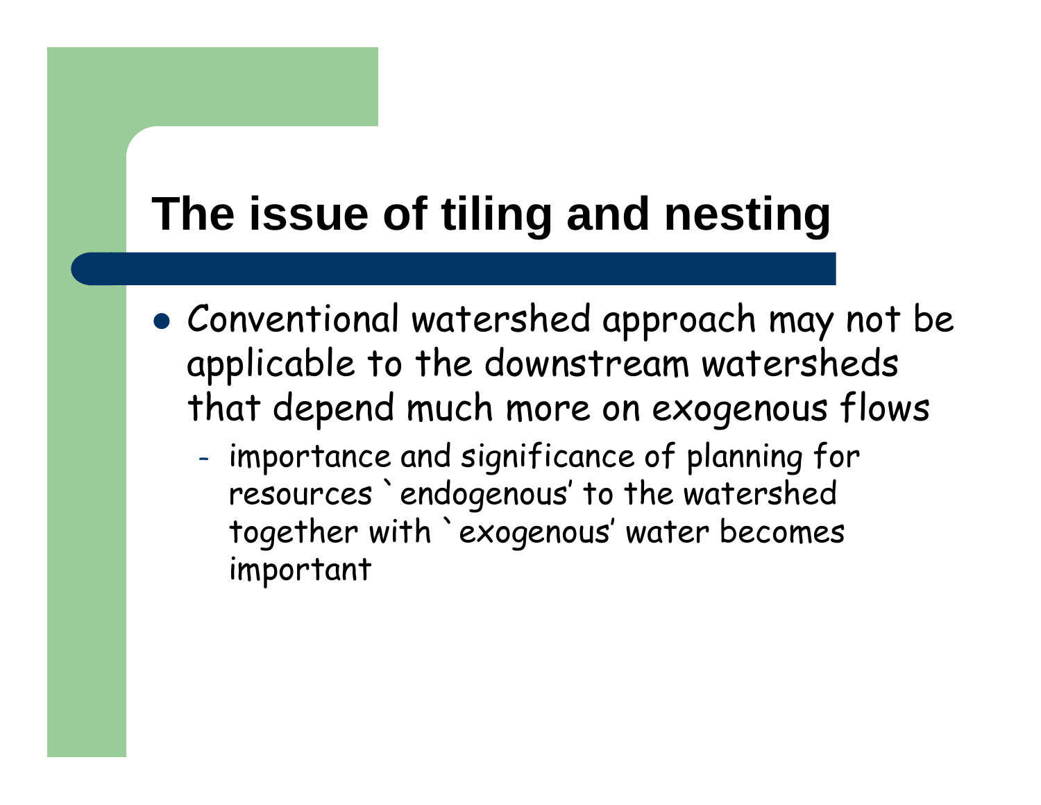# The issue of tiling and nesting

- Conventional watershed approach may not be applicable to the downstream watersheds that depend much more on exogenous flows
  - importance and significance of planning for resources `endogenous' to the watershed together with `exogenous' water becomes important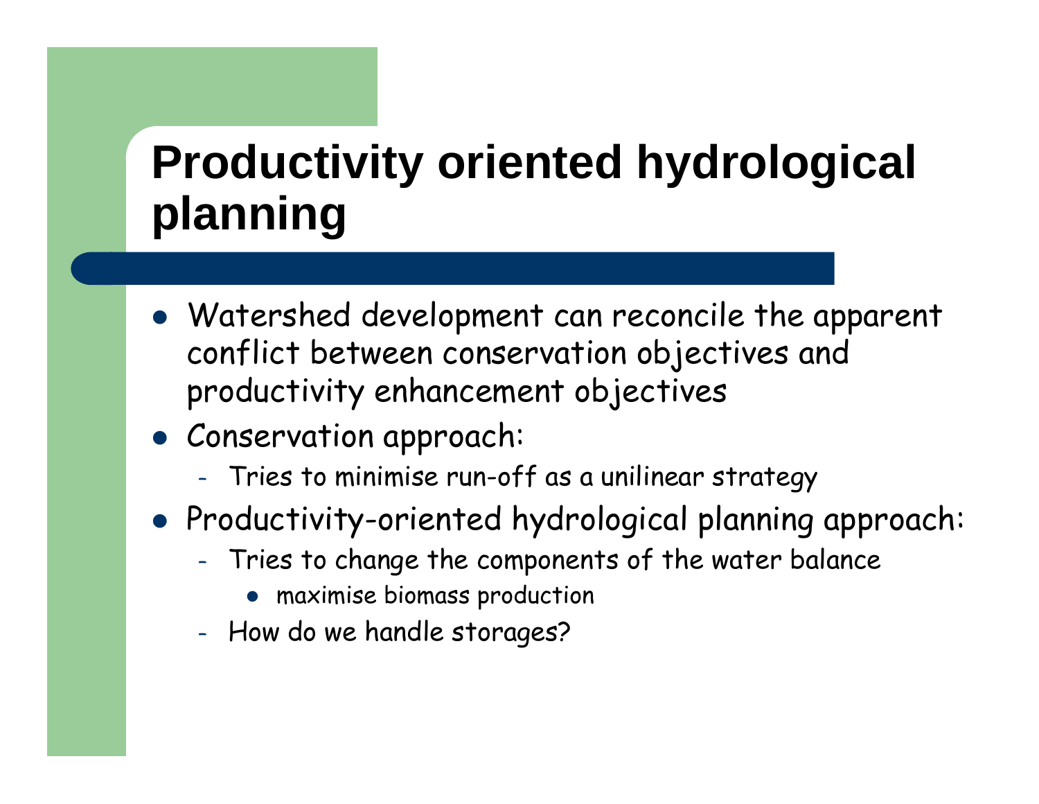# Productivity oriented hydrological planning

- Watershed development can reconcile the apparent conflict between conservation objectives and productivity enhancement objectives
- Conservation approach:
  - Tries to minimise run-off as a unilinear strategy
- Productivity-oriented hydrological planning approach:
  - Tries to change the components of the water balance
    - maximise biomass production
  - How do we handle storages?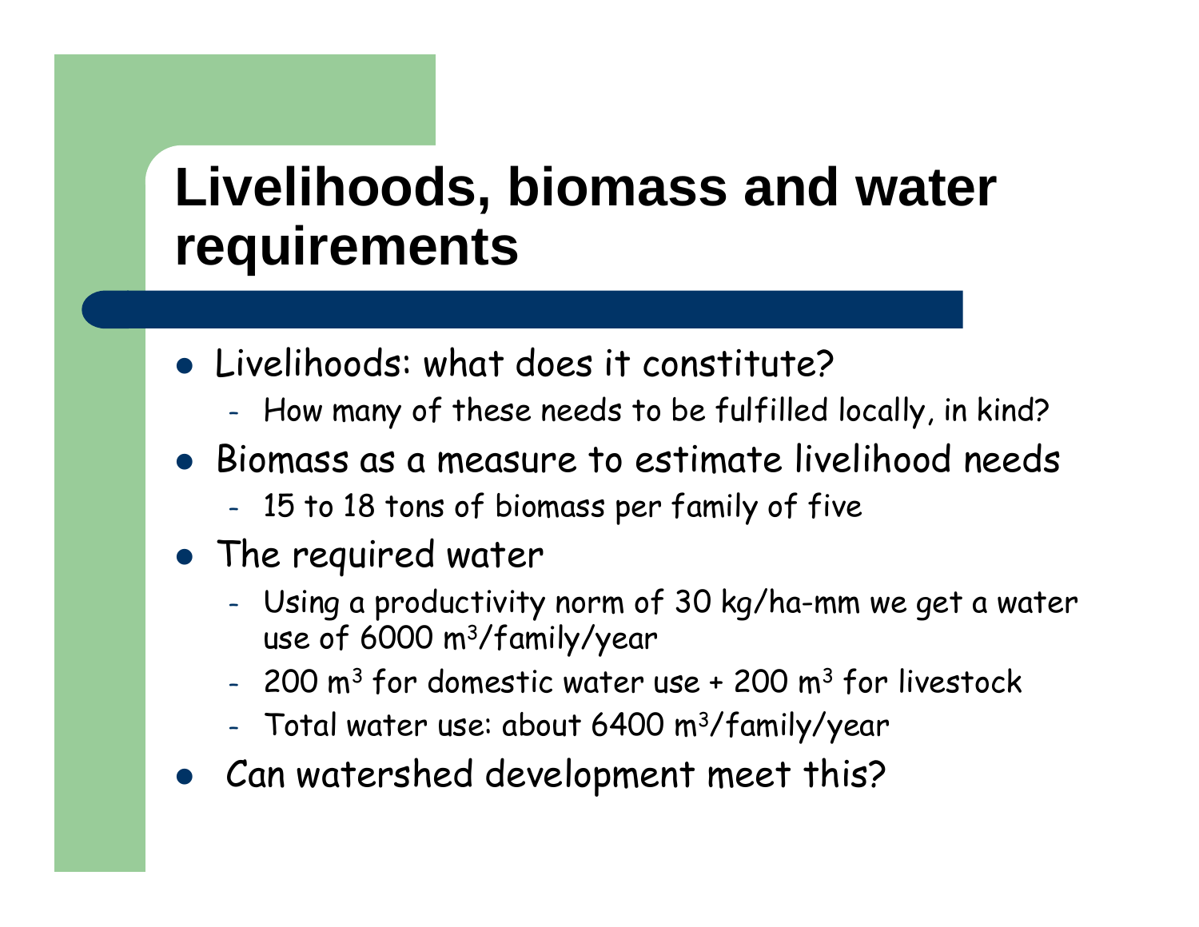# Livelihoods, biomass and water requirements

- Livelihoods: what does it constitute?
  - How many of these needs to be fulfilled locally, in kind?
- Biomass as a measure to estimate livelihood needs
  - 15 to 18 tons of biomass per family of five
- The required water
  - Using a productivity norm of 30 kg/ha-mm we get a water use of 6000 $m^3$/family/year
  - 200 $m^3$ for domestic water use + 200 $m^3$ for livestock
  - Total water use: about 6400 $m^3$/family/year
- Can watershed development meet this?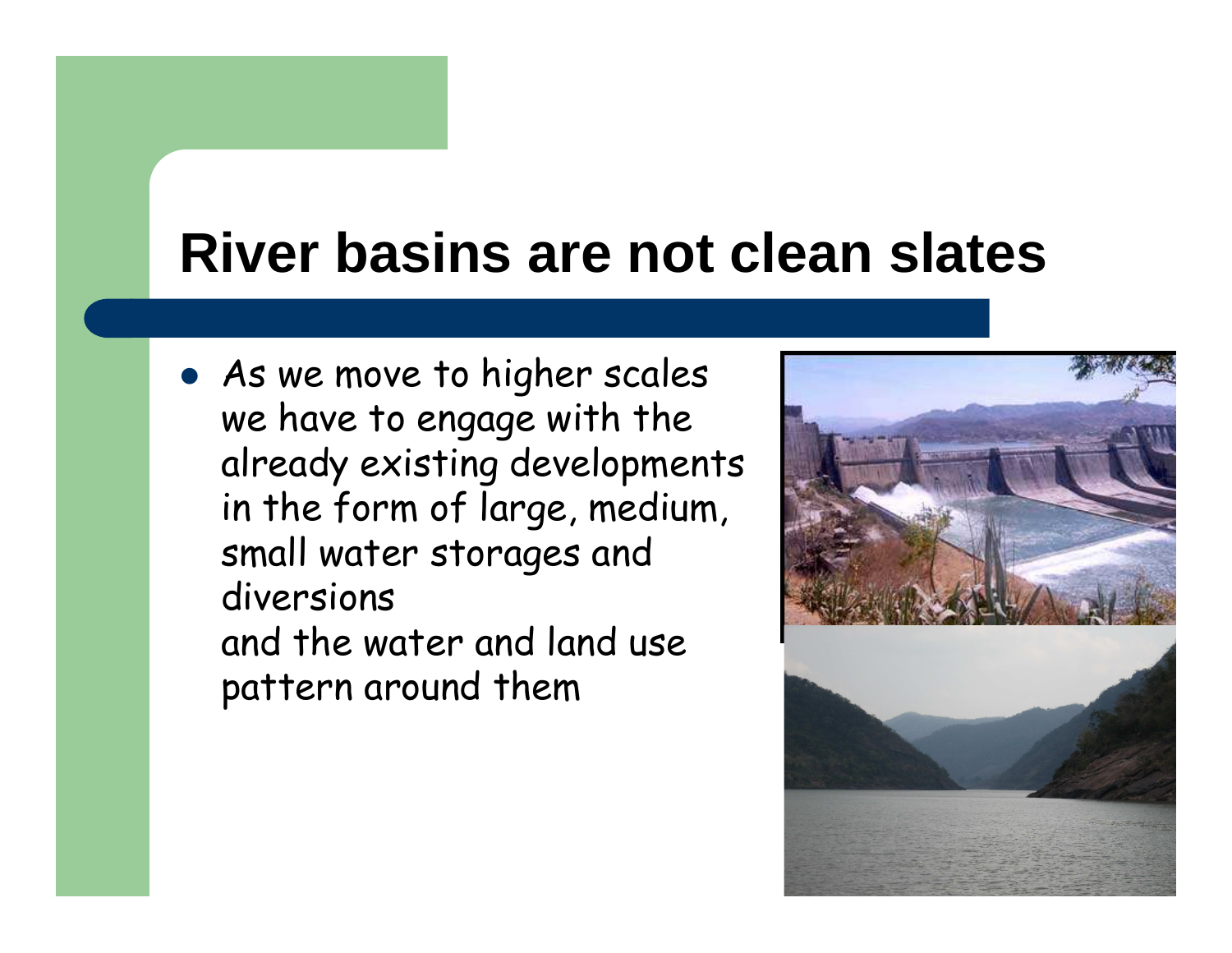# River basins are not clean slates

- As we move to higher scales we have to engage with the already existing developments in the form of large, medium, small water storages and diversions
  and the water and land use pattern around them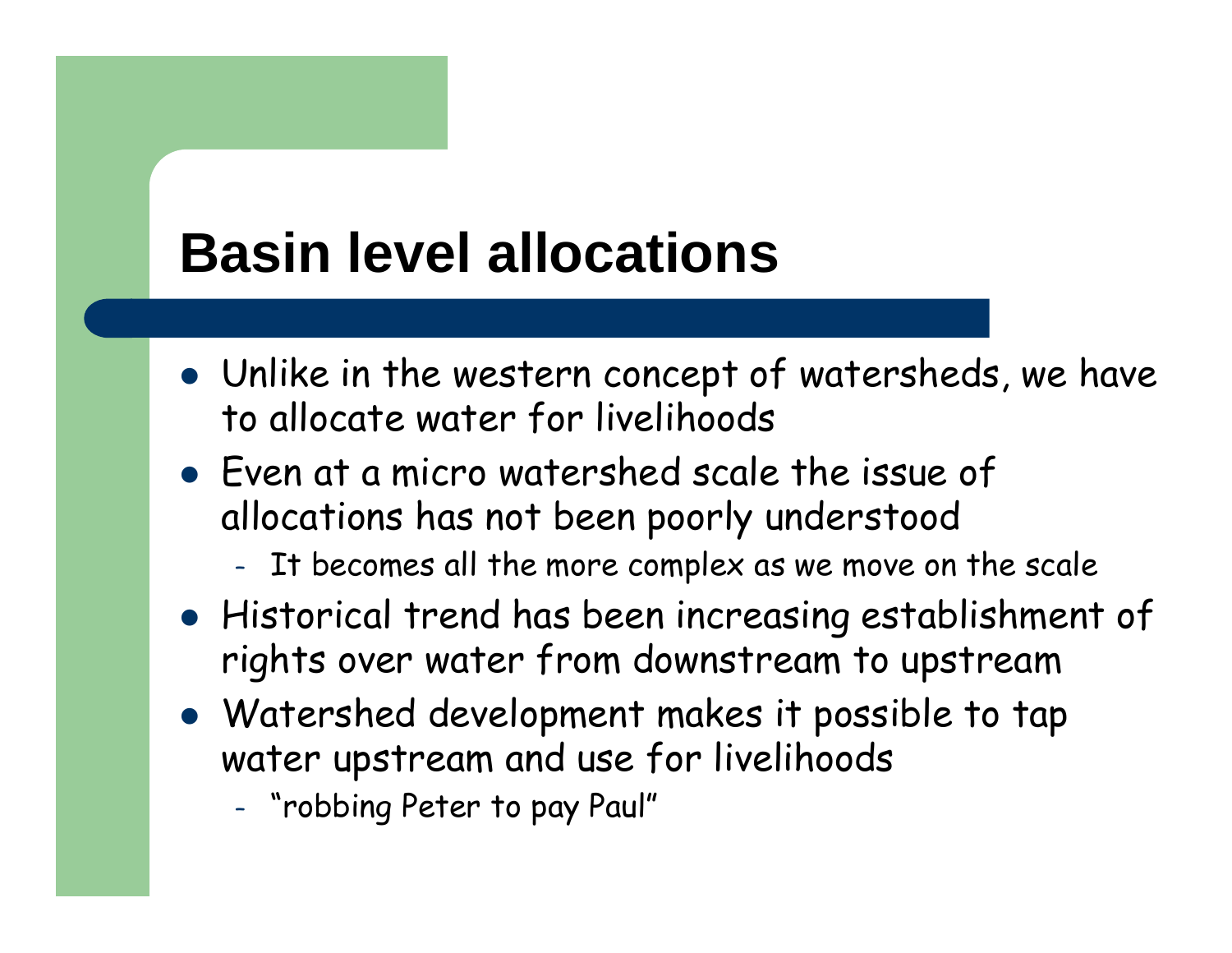# Basin level allocations

- Unlike in the western concept of watersheds, we have to allocate water for livelihoods
- Even at a micro watershed scale the issue of allocations has not been poorly understood
  - It becomes all the more complex as we move on the scale
- Historical trend has been increasing establishment of rights over water from downstream to upstream
- Watershed development makes it possible to tap water upstream and use for livelihoods
  - "robbing Peter to pay Paul"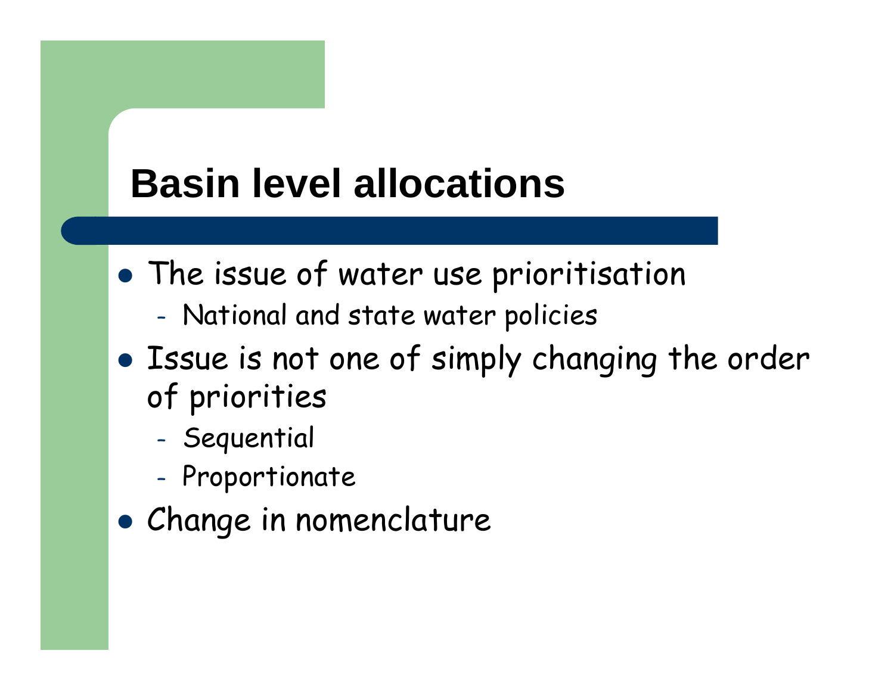# Basin level allocations

- The issue of water use prioritisation
  - National and state water policies
- Issue is not one of simply changing the order of priorities
  - Sequential
  - Proportionate
- Change in nomenclature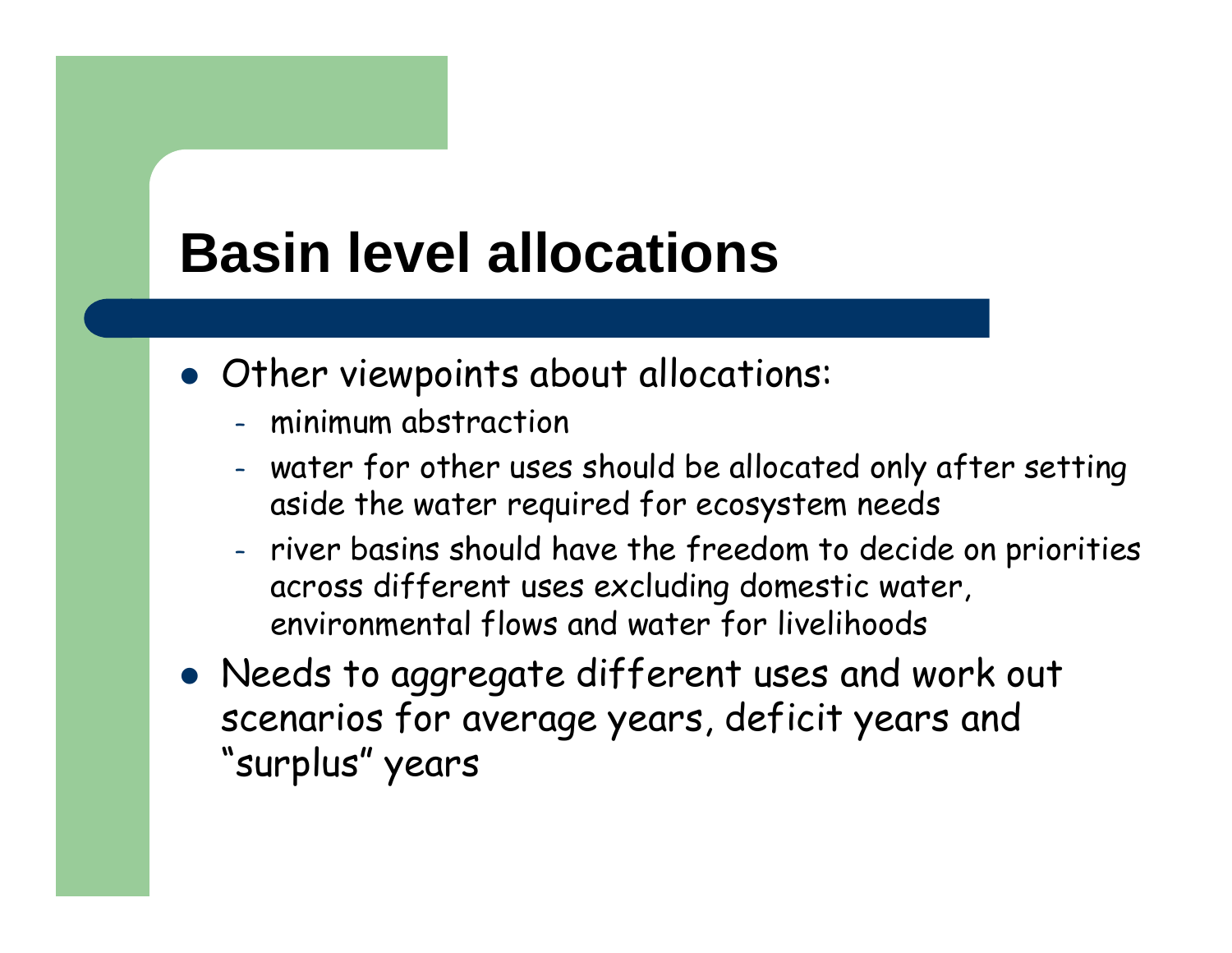# Basin level allocations

- Other viewpoints about allocations:
  - minimum abstraction
  - water for other uses should be allocated only after setting aside the water required for ecosystem needs
  - river basins should have the freedom to decide on priorities across different uses excluding domestic water, environmental flows and water for livelihoods
- Needs to aggregate different uses and work out scenarios for average years, deficit years and "surplus" years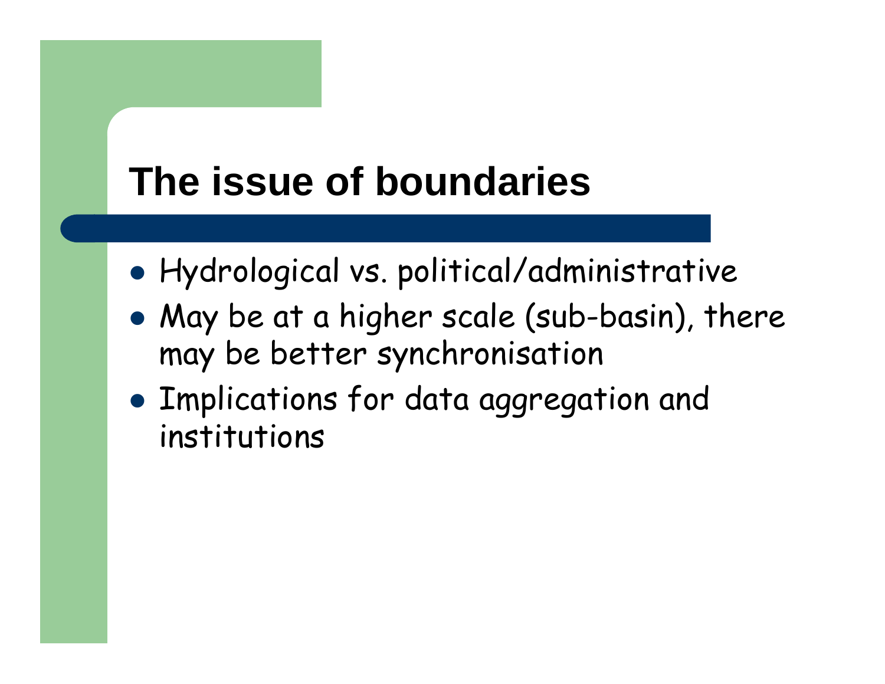# The issue of boundaries

- Hydrological vs. political/administrative
- May be at a higher scale (sub-basin), there may be better synchronisation
- Implications for data aggregation and institutions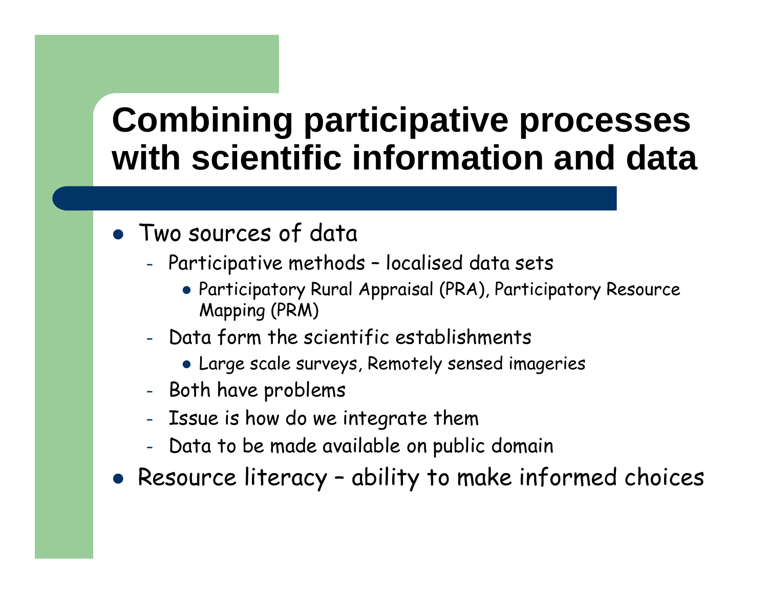# Combining participative processes with scientific information and data

- Two sources of data
  - Participative methods – localised data sets
    - Participatory Rural Appraisal (PRA), Participatory Resource Mapping (PRM)
  - Data form the scientific establishments
    - Large scale surveys, Remotely sensed imageries
  - Both have problems
  - Issue is how do we integrate them
  - Data to be made available on public domain
- Resource literacy – ability to make informed choices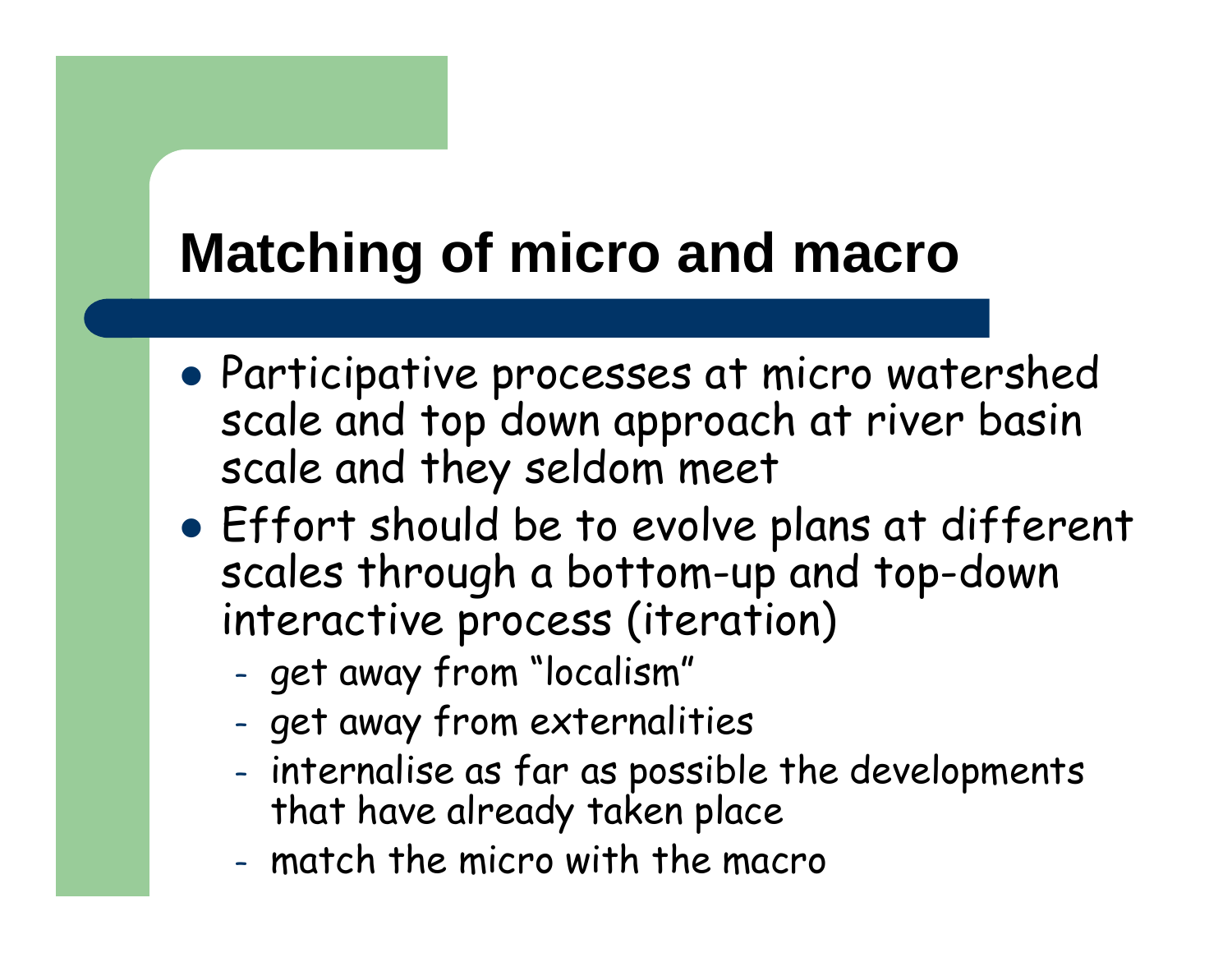# Matching of micro and macro

- Participative processes at micro watershed scale and top down approach at river basin scale and they seldom meet
- Effort should be to evolve plans at different scales through a bottom-up and top-down interactive process (iteration)
  - get away from "localism"
  - get away from externalities
  - internalise as far as possible the developments that have already taken place
  - match the micro with the macro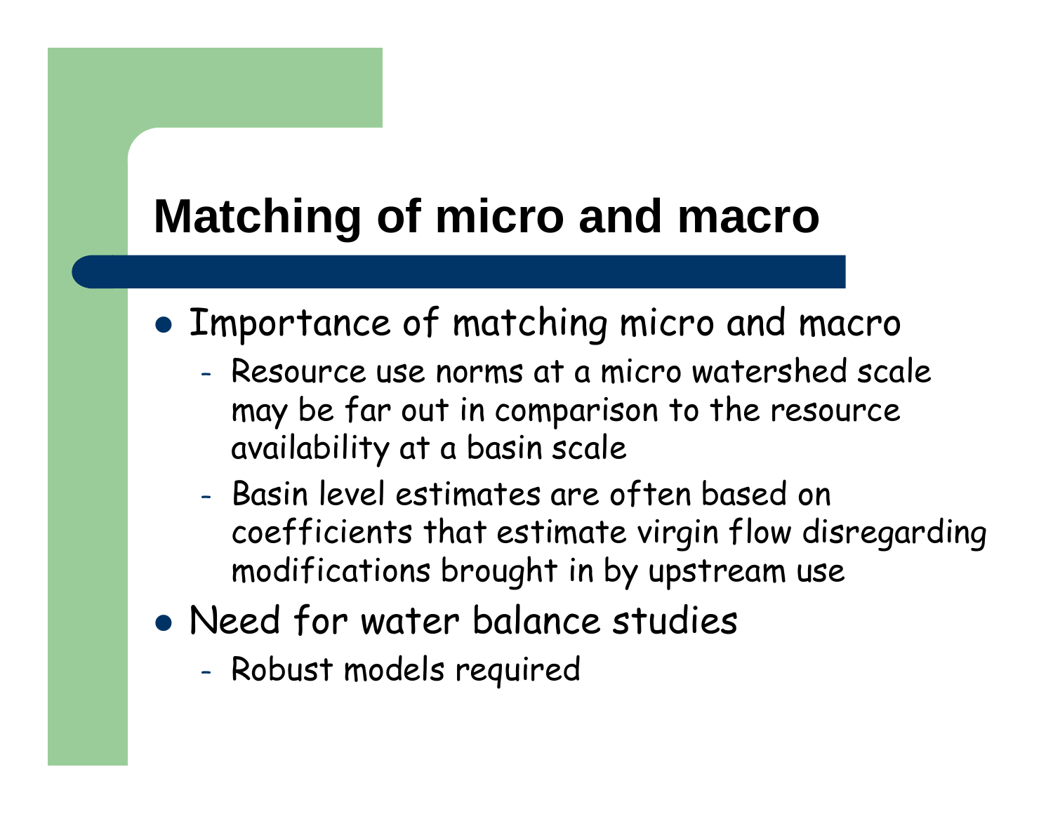# Matching of micro and macro

- Importance of matching micro and macro
  - Resource use norms at a micro watershed scale may be far out in comparison to the resource availability at a basin scale
  - Basin level estimates are often based on coefficients that estimate virgin flow disregarding modifications brought in by upstream use
- Need for water balance studies
  - Robust models required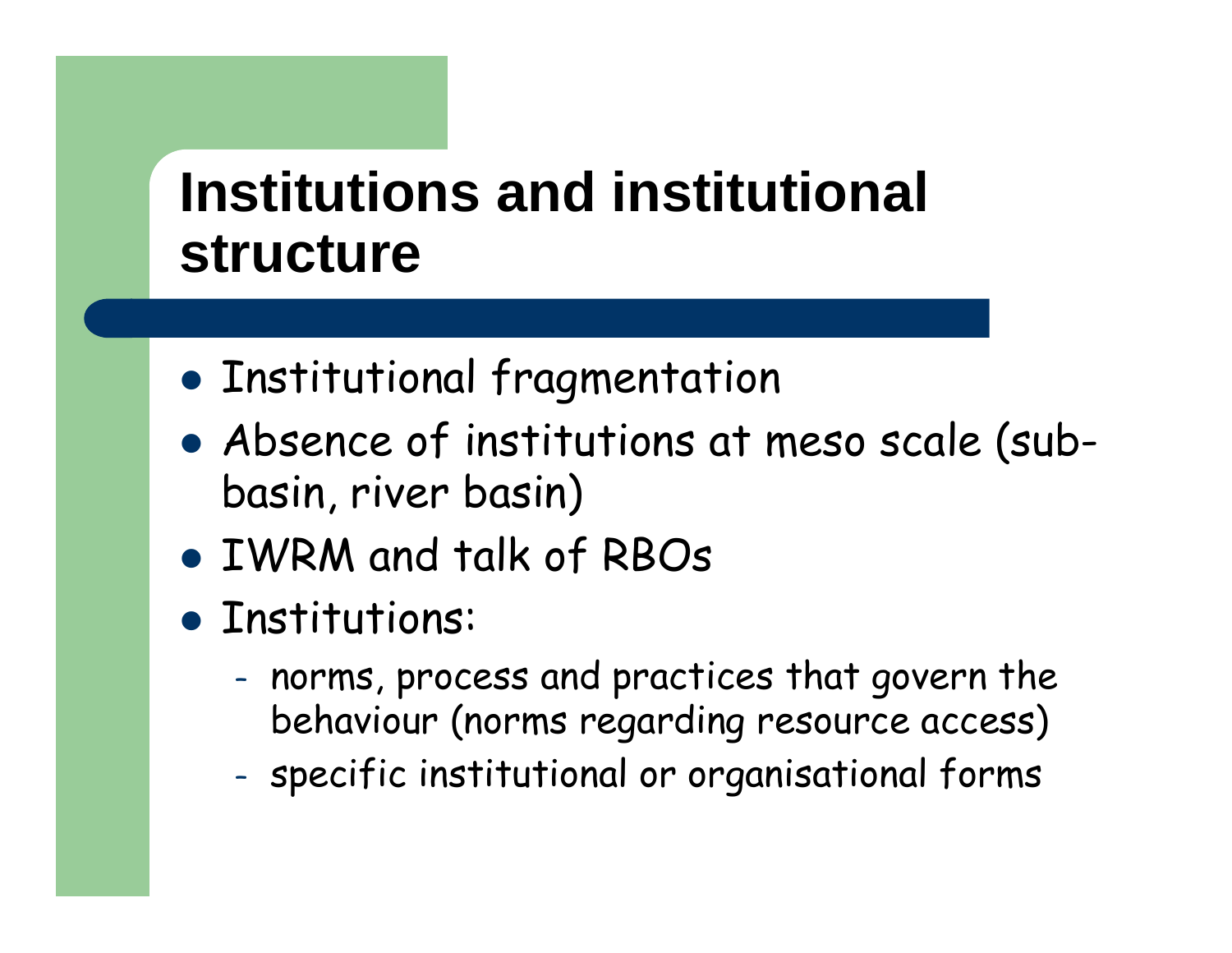# Institutions and institutional structure

- Institutional fragmentation
- Absence of institutions at meso scale (sub-basin, river basin)
- IWRM and talk of RBOs
- Institutions:
  - norms, process and practices that govern the behaviour (norms regarding resource access)
  - specific institutional or organisational forms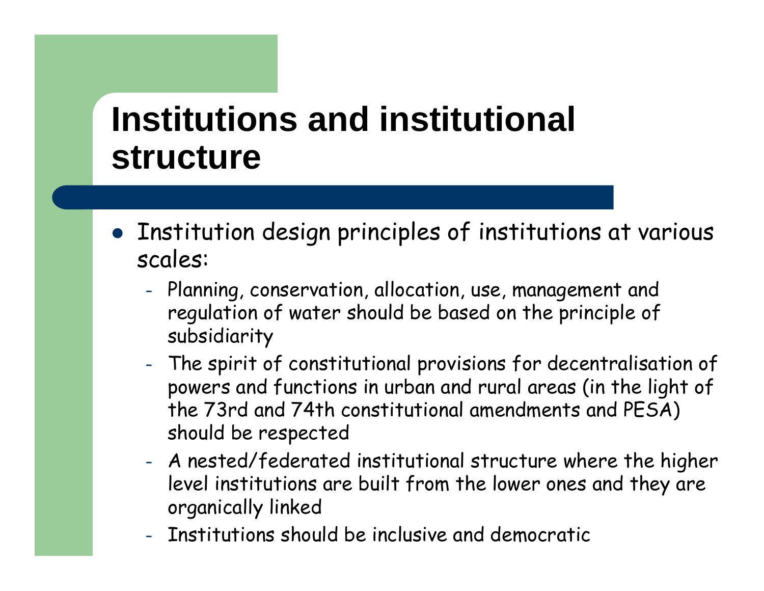# Institutions and institutional structure

- Institution design principles of institutions at various scales:
  - Planning, conservation, allocation, use, management and regulation of water should be based on the principle of subsidiarity
  - The spirit of constitutional provisions for decentralisation of powers and functions in urban and rural areas (in the light of the 73rd and 74th constitutional amendments and PESA) should be respected
  - A nested/federated institutional structure where the higher level institutions are built from the lower ones and they are organically linked
  - Institutions should be inclusive and democratic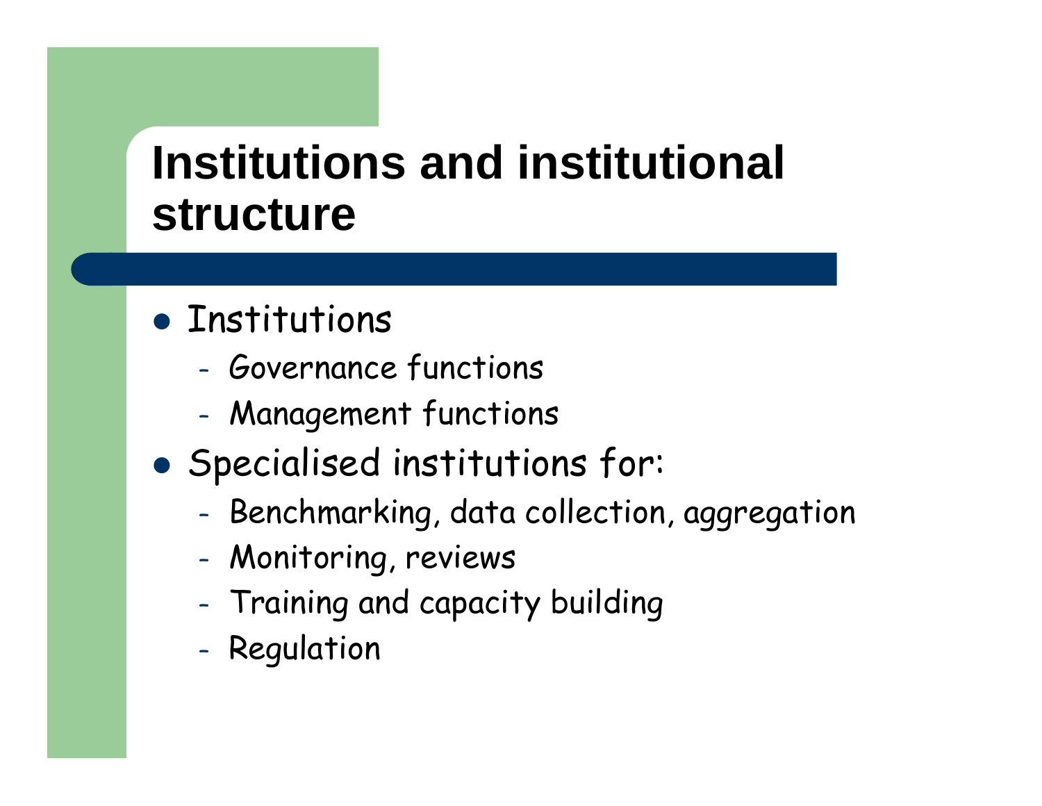# Institutions and institutional structure

- Institutions
  - Governance functions
  - Management functions
- Specialised institutions for:
  - Benchmarking, data collection, aggregation
  - Monitoring, reviews
  - Training and capacity building
  - Regulation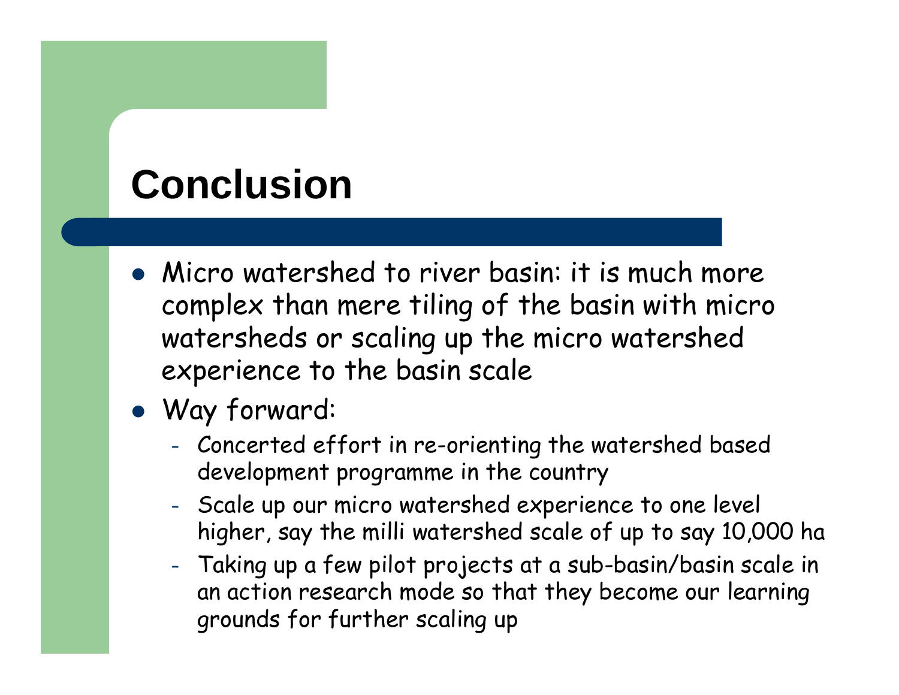# Conclusion

- Micro watershed to river basin: it is much more complex than mere tiling of the basin with micro watersheds or scaling up the micro watershed experience to the basin scale
- Way forward:
  - Concerted effort in re-orienting the watershed based development programme in the country
  - Scale up our micro watershed experience to one level higher, say the milli watershed scale of up to say 10,000 ha
  - Taking up a few pilot projects at a sub-basin/basin scale in an action research mode so that they become our learning grounds for further scaling up